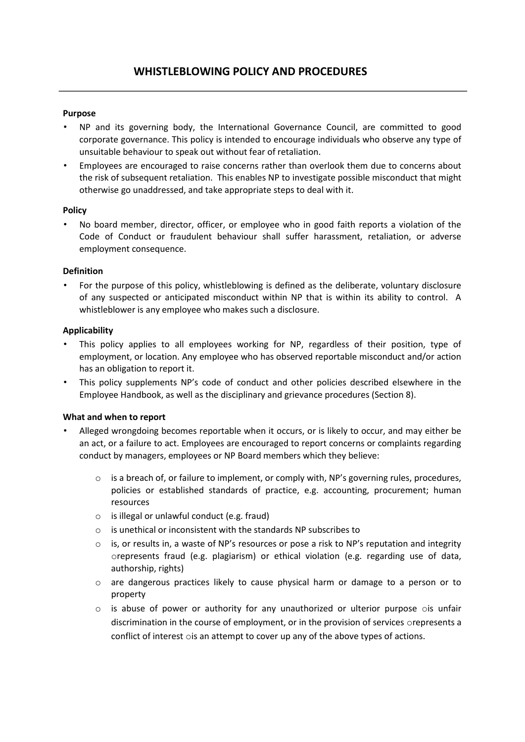# WHISTLEBLOWING POLICY AND PROCEDURES

---

**Purpose**

- NP and its governing body, the International Governance Council, are committed to good corporate governance. This policy is intended to encourage individuals who observe any type of unsuitable behaviour to speak out without fear of retaliation.
- Employees are encouraged to raise concerns rather than overlook them due to concerns about the risk of subsequent retaliation. This enables NP to investigate possible misconduct that might otherwise go unaddressed, and take appropriate steps to deal with it.

**Policy**

- No board member, director, officer, or employee who in good faith reports a violation of the Code of Conduct or fraudulent behaviour shall suffer harassment, retaliation, or adverse employment consequence.

**Definition**

- For the purpose of this policy, whistleblowing is defined as the deliberate, voluntary disclosure of any suspected or anticipated misconduct within NP that is within its ability to control. A whistleblower is any employee who makes such a disclosure.

**Applicability**

- This policy applies to all employees working for NP, regardless of their position, type of employment, or location. Any employee who has observed reportable misconduct and/or action has an obligation to report it.
- This policy supplements NP's code of conduct and other policies described elsewhere in the Employee Handbook, as well as the disciplinary and grievance procedures (Section 8).

**What and when to report**

- Alleged wrongdoing becomes reportable when it occurs, or is likely to occur, and may either be an act, or a failure to act. Employees are encouraged to report concerns or complaints regarding conduct by managers, employees or NP Board members which they believe:
  - is a breach of, or failure to implement, or comply with, NP's governing rules, procedures, policies or established standards of practice, e.g. accounting, procurement; human resources
  - is illegal or unlawful conduct (e.g. fraud)
  - is unethical or inconsistent with the standards NP subscribes to
  - is, or results in, a waste of NP's resources or pose a risk to NP's reputation and integrity
  - represents fraud (e.g. plagiarism) or ethical violation (e.g. regarding use of data, authorship, rights)
  - are dangerous practices likely to cause physical harm or damage to a person or to property
  - is abuse of power or authority for any unauthorized or ulterior purpose
  - is unfair discrimination in the course of employment, or in the provision of services
  - represents a conflict of interest
  - is an attempt to cover up any of the above types of actions.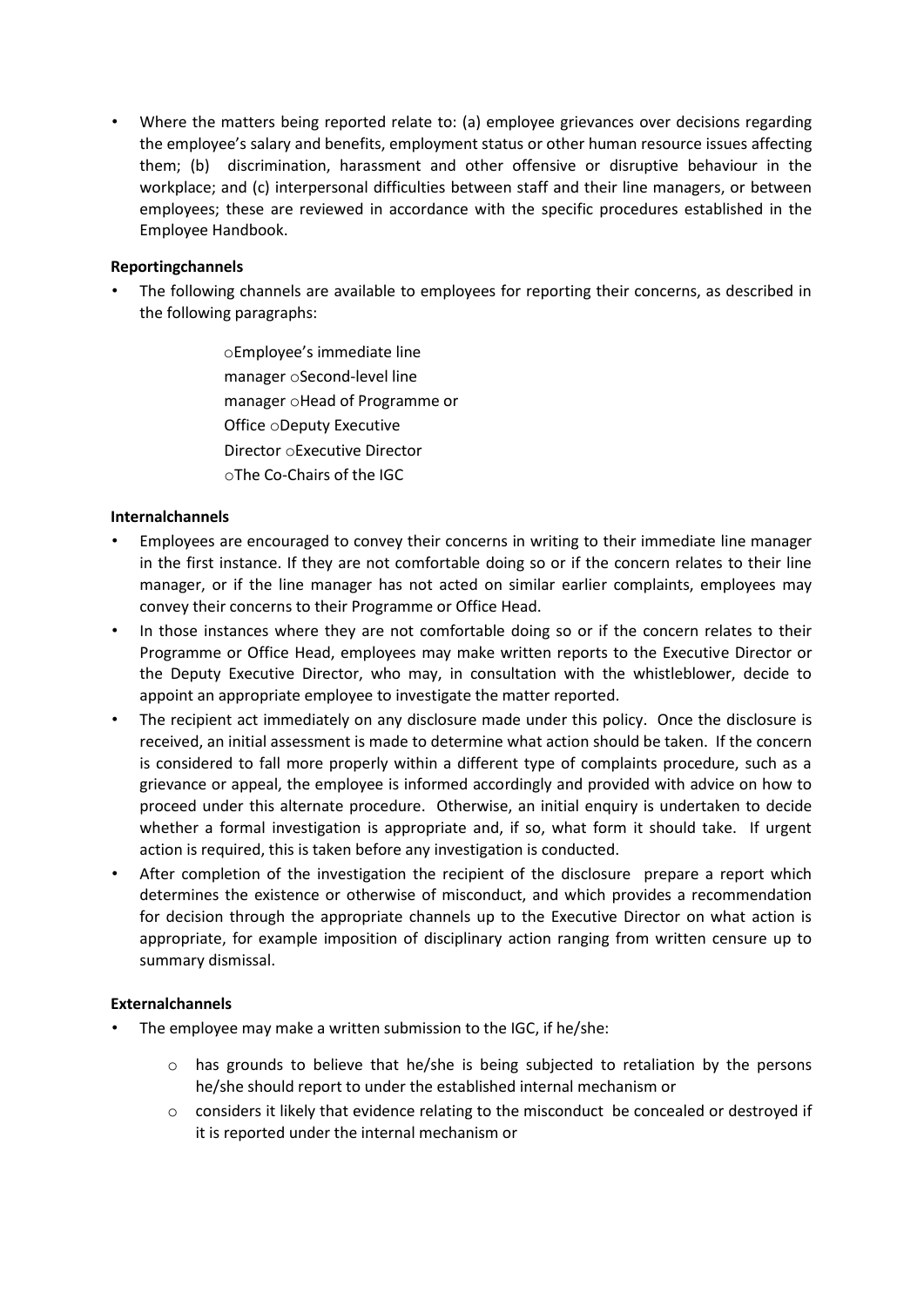- Where the matters being reported relate to: (a) employee grievances over decisions regarding the employee's salary and benefits, employment status or other human resource issues affecting them; (b) discrimination, harassment and other offensive or disruptive behaviour in the workplace; and (c) interpersonal difficulties between staff and their line managers, or between employees; these are reviewed in accordance with the specific procedures established in the Employee Handbook.

**Reportingchannels**

- The following channels are available to employees for reporting their concerns, as described in the following paragraphs:

  - Employee's immediate line manager
  - Second-level line manager
  - Head of Programme or Office
  - Deputy Executive Director
  - Executive Director
  - The Co-Chairs of the IGC

**Internalchannels**

- Employees are encouraged to convey their concerns in writing to their immediate line manager in the first instance. If they are not comfortable doing so or if the concern relates to their line manager, or if the line manager has not acted on similar earlier complaints, employees may convey their concerns to their Programme or Office Head.
- In those instances where they are not comfortable doing so or if the concern relates to their Programme or Office Head, employees may make written reports to the Executive Director or the Deputy Executive Director, who may, in consultation with the whistleblower, decide to appoint an appropriate employee to investigate the matter reported.
- The recipient act immediately on any disclosure made under this policy. Once the disclosure is received, an initial assessment is made to determine what action should be taken. If the concern is considered to fall more properly within a different type of complaints procedure, such as a grievance or appeal, the employee is informed accordingly and provided with advice on how to proceed under this alternate procedure. Otherwise, an initial enquiry is undertaken to decide whether a formal investigation is appropriate and, if so, what form it should take. If urgent action is required, this is taken before any investigation is conducted.
- After completion of the investigation the recipient of the disclosure prepare a report which determines the existence or otherwise of misconduct, and which provides a recommendation for decision through the appropriate channels up to the Executive Director on what action is appropriate, for example imposition of disciplinary action ranging from written censure up to summary dismissal.

**Externalchannels**

- The employee may make a written submission to the IGC, if he/she:

  - has grounds to believe that he/she is being subjected to retaliation by the persons he/she should report to under the established internal mechanism or
  - considers it likely that evidence relating to the misconduct be concealed or destroyed if it is reported under the internal mechanism or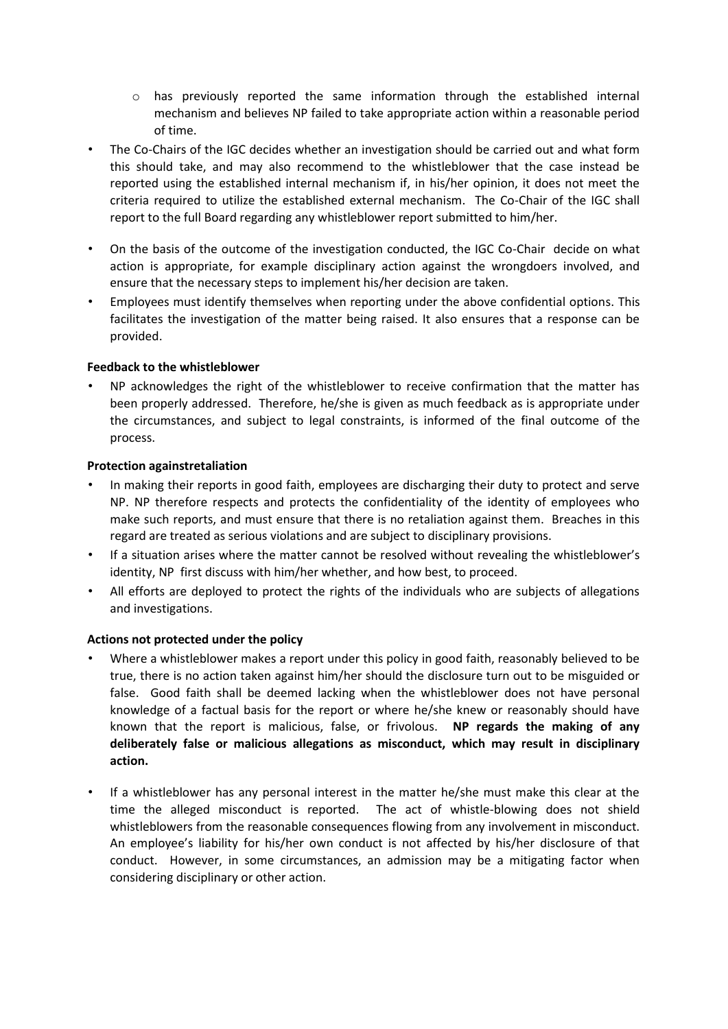- has previously reported the same information through the established internal mechanism and believes NP failed to take appropriate action within a reasonable period of time.
- The Co-Chairs of the IGC decides whether an investigation should be carried out and what form this should take, and may also recommend to the whistleblower that the case instead be reported using the established internal mechanism if, in his/her opinion, it does not meet the criteria required to utilize the established external mechanism. The Co-Chair of the IGC shall report to the full Board regarding any whistleblower report submitted to him/her.
- On the basis of the outcome of the investigation conducted, the IGC Co-Chair decide on what action is appropriate, for example disciplinary action against the wrongdoers involved, and ensure that the necessary steps to implement his/her decision are taken.
- Employees must identify themselves when reporting under the above confidential options. This facilitates the investigation of the matter being raised. It also ensures that a response can be provided.

**Feedback to the whistleblower**

- NP acknowledges the right of the whistleblower to receive confirmation that the matter has been properly addressed. Therefore, he/she is given as much feedback as is appropriate under the circumstances, and subject to legal constraints, is informed of the final outcome of the process.

**Protection againstretaliation**

- In making their reports in good faith, employees are discharging their duty to protect and serve NP. NP therefore respects and protects the confidentiality of the identity of employees who make such reports, and must ensure that there is no retaliation against them. Breaches in this regard are treated as serious violations and are subject to disciplinary provisions.
- If a situation arises where the matter cannot be resolved without revealing the whistleblower's identity, NP first discuss with him/her whether, and how best, to proceed.
- All efforts are deployed to protect the rights of the individuals who are subjects of allegations and investigations.

**Actions not protected under the policy**

- Where a whistleblower makes a report under this policy in good faith, reasonably believed to be true, there is no action taken against him/her should the disclosure turn out to be misguided or false. Good faith shall be deemed lacking when the whistleblower does not have personal knowledge of a factual basis for the report or where he/she knew or reasonably should have known that the report is malicious, false, or frivolous. **NP regards the making of any deliberately false or malicious allegations as misconduct, which may result in disciplinary action.**
- If a whistleblower has any personal interest in the matter he/she must make this clear at the time the alleged misconduct is reported. The act of whistle-blowing does not shield whistleblowers from the reasonable consequences flowing from any involvement in misconduct. An employee's liability for his/her own conduct is not affected by his/her disclosure of that conduct. However, in some circumstances, an admission may be a mitigating factor when considering disciplinary or other action.